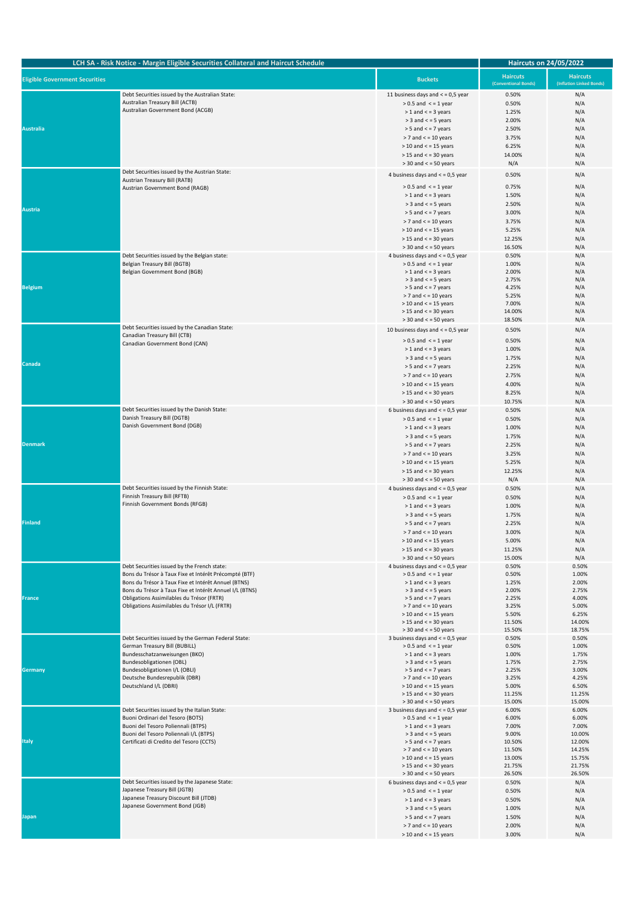| LCH SA - Risk Notice - Margin Eligible Securities Collateral and Haircut Schedule | | | Haircuts on 24/05/2022 | |
|---|---|---|---|---|
| **Eligible Government Securities** | | **Buckets** | **Haircuts** (Conventional Bonds) | **Haircuts** (Inflation Linked Bonds) |
| **Australia** | Debt Securities issued by the Australian State: | 11 business days and < = 0,5 year | 0.50% | N/A |
| | Australian Treasury Bill (ACTB) | > 0.5 and < = 1 year | 0.50% | N/A |
| | Australian Government Bond (ACGB) | > 1 and < = 3 years | 1.25% | N/A |
| | | > 3 and < = 5 years | 2.00% | N/A |
| | | > 5 and < = 7 years | 2.50% | N/A |
| | | > 7 and < = 10 years | 3.75% | N/A |
| | | > 10 and < = 15 years | 6.25% | N/A |
| | | > 15 and < = 30 years | 14.00% | N/A |
| | | > 30 and < = 50 years | N/A | N/A |
| **Austria** | Debt Securities issued by the Austrian State: | 4 business days and < = 0,5 year | 0.50% | N/A |
| | Austrian Treasury Bill (RATB) | | | |
| | Austrian Government Bond (RAGB) | > 0.5 and < = 1 year | 0.75% | N/A |
| | | > 1 and < = 3 years | 1.50% | N/A |
| | | > 3 and < = 5 years | 2.50% | N/A |
| | | > 5 and < = 7 years | 3.00% | N/A |
| | | > 7 and < = 10 years | 3.75% | N/A |
| | | > 10 and < = 15 years | 5.25% | N/A |
| | | > 15 and < = 30 years | 12.25% | N/A |
| | | > 30 and < = 50 years | 16.50% | N/A |
| **Belgium** | Debt Securities issued by the Belgian state: | 4 business days and < = 0,5 year | 0.50% | N/A |
| | Belgian Treasury Bill (BGTB) | > 0.5 and < = 1 year | 1.00% | N/A |
| | Belgian Government Bond (BGB) | > 1 and < = 3 years | 2.00% | N/A |
| | | > 3 and < = 5 years | 2.75% | N/A |
| | | > 5 and < = 7 years | 4.25% | N/A |
| | | > 7 and < = 10 years | 5.25% | N/A |
| | | > 10 and < = 15 years | 7.00% | N/A |
| | | > 15 and < = 30 years | 14.00% | N/A |
| | | > 30 and < = 50 years | 18.50% | N/A |
| **Canada** | Debt Securities issued by the Canadian State: | 10 business days and < = 0,5 year | 0.50% | N/A |
| | Canadian Treasury Bill (CTB) | | | |
| | Canadian Government Bond (CAN) | > 0.5 and < = 1 year | 0.50% | N/A |
| | | > 1 and < = 3 years | 1.00% | N/A |
| | | > 3 and < = 5 years | 1.75% | N/A |
| | | > 5 and < = 7 years | 2.25% | N/A |
| | | > 7 and < = 10 years | 2.75% | N/A |
| | | > 10 and < = 15 years | 4.00% | N/A |
| | | > 15 and < = 30 years | 8.25% | N/A |
| | | > 30 and < = 50 years | 10.75% | N/A |
| **Denmark** | Debt Securities issued by the Danish State: | 6 business days and < = 0,5 year | 0.50% | N/A |
| | Danish Treasury Bill (DGTB) | > 0.5 and < = 1 year | 0.50% | N/A |
| | Danish Government Bond (DGB) | > 1 and < = 3 years | 1.00% | N/A |
| | | > 3 and < = 5 years | 1.75% | N/A |
| | | > 5 and < = 7 years | 2.25% | N/A |
| | | > 7 and < = 10 years | 3.25% | N/A |
| | | > 10 and < = 15 years | 5.25% | N/A |
| | | > 15 and < = 30 years | 12.25% | N/A |
| | | > 30 and < = 50 years | N/A | N/A |
| **Finland** | Debt Securities issued by the Finnish State: | 4 business days and < = 0,5 year | 0.50% | N/A |
| | Finnish Treasury Bill (RFTB) | > 0.5 and < = 1 year | 0.50% | N/A |
| | Finnish Government Bonds (RFGB) | > 1 and < = 3 years | 1.00% | N/A |
| | | > 3 and < = 5 years | 1.75% | N/A |
| | | > 5 and < = 7 years | 2.25% | N/A |
| | | > 7 and < = 10 years | 3.00% | N/A |
| | | > 10 and < = 15 years | 5.00% | N/A |
| | | > 15 and < = 30 years | 11.25% | N/A |
| | | > 30 and < = 50 years | 15.00% | N/A |
| **France** | Debt Securities issued by the French state: | 4 business days and < = 0,5 year | 0.50% | 0.50% |
| | Bons du Trésor à Taux Fixe et Intérêt Précompté (BTF) | > 0.5 and < = 1 year | 0.50% | 1.00% |
| | Bons du Trésor à Taux Fixe et Intérêt Annuel (BTNS) | > 1 and < = 3 years | 1.25% | 2.00% |
| | Bons du Trésor à Taux Fixe et Intérêt Annuel I/L (BTNS) | > 3 and < = 5 years | 2.00% | 2.75% |
| | Obligations Assimilables du Trésor (FRTR) | > 5 and < = 7 years | 2.25% | 4.00% |
| | Obligations Assimilables du Trésor I/L (FRTR) | > 7 and < = 10 years | 3.25% | 5.00% |
| | | > 10 and < = 15 years | 5.50% | 6.25% |
| | | > 15 and < = 30 years | 11.50% | 14.00% |
| | | > 30 and < = 50 years | 15.50% | 18.75% |
| **Germany** | Debt Securities issued by the German Federal State: | 3 business days and < = 0,5 year | 0.50% | 0.50% |
| | German Treasury Bill (BUBILL) | > 0.5 and < = 1 year | 0.50% | 1.00% |
| | Bundesschatzanweisungen (BKO) | > 1 and < = 3 years | 1.00% | 1.75% |
| | Bundesobligationen (OBL) | > 3 and < = 5 years | 1.75% | 2.75% |
| | Bundesobligationen I/L (OBLI) | > 5 and < = 7 years | 2.25% | 3.00% |
| | Deutsche Bundesrepublik (DBR) | > 7 and < = 10 years | 3.25% | 4.25% |
| | Deutschland I/L (DBRI) | > 10 and < = 15 years | 5.00% | 6.50% |
| | | > 15 and < = 30 years | 11.25% | 11.25% |
| | | > 30 and < = 50 years | 15.00% | 15.00% |
| **Italy** | Debt Securities issued by the Italian State: | 3 business days and < = 0,5 year | 6.00% | 6.00% |
| | Buoni Ordinari del Tesoro (BOTS) | > 0.5 and < = 1 year | 6.00% | 6.00% |
| | Buoni del Tesoro Poliennali (BTPS) | > 1 and < = 3 years | 7.00% | 7.00% |
| | Buoni del Tesoro Poliennali I/L (BTPS) | > 3 and < = 5 years | 9.00% | 10.00% |
| | Certificati di Credito del Tesoro (CCTS) | > 5 and < = 7 years | 10.50% | 12.00% |
| | | > 7 and < = 10 years | 11.50% | 14.25% |
| | | > 10 and < = 15 years | 13.00% | 15.75% |
| | | > 15 and < = 30 years | 21.75% | 21.75% |
| | | > 30 and < = 50 years | 26.50% | 26.50% |
| **Japan** | Debt Securities issued by the Japanese State: | 6 business days and < = 0,5 year | 0.50% | N/A |
| | Japanese Treasury Bill (JGTB) | > 0.5 and < = 1 year | 0.50% | N/A |
| | Japanese Treasury Discount Bill (JTDB) | > 1 and < = 3 years | 0.50% | N/A |
| | Japanese Government Bond (JGB) | > 3 and < = 5 years | 1.00% | N/A |
| | | > 5 and < = 7 years | 1.50% | N/A |
| | | > 7 and < = 10 years | 2.00% | N/A |
| | | > 10 and < = 15 years | 3.00% | N/A |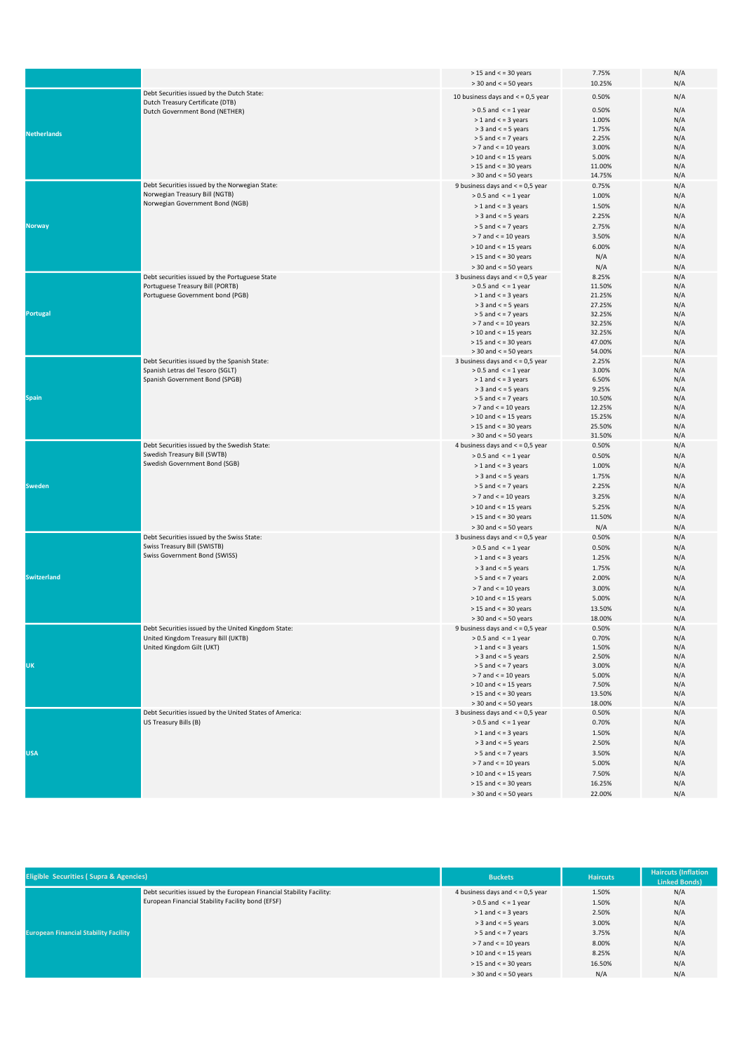|  |  |  |  |  |
|---|---|---|---|---|
|  |  | > 15 and < = 30 years | 7.75% | N/A |
|  |  | > 30 and < = 50 years | 10.25% | N/A |
| **Netherlands** | Debt Securities issued by the Dutch State: Dutch Treasury Certificate (DTB) Dutch Government Bond (NETHER) | 10 business days and < = 0,5 year | 0.50% | N/A |
|  |  | > 0.5 and < = 1 year | 0.50% | N/A |
|  |  | > 1 and < = 3 years | 1.00% | N/A |
|  |  | > 3 and < = 5 years | 1.75% | N/A |
|  |  | > 5 and < = 7 years | 2.25% | N/A |
|  |  | > 7 and < = 10 years | 3.00% | N/A |
|  |  | > 10 and < = 15 years | 5.00% | N/A |
|  |  | > 15 and < = 30 years | 11.00% | N/A |
|  |  | > 30 and < = 50 years | 14.75% | N/A |
| **Norway** | Debt Securities issued by the Norwegian State: Norwegian Treasury Bill (NGTB) Norwegian Government Bond (NGB) | 9 business days and < = 0,5 year | 0.75% | N/A |
|  |  | > 0.5 and < = 1 year | 1.00% | N/A |
|  |  | > 1 and < = 3 years | 1.50% | N/A |
|  |  | > 3 and < = 5 years | 2.25% | N/A |
|  |  | > 5 and < = 7 years | 2.75% | N/A |
|  |  | > 7 and < = 10 years | 3.50% | N/A |
|  |  | > 10 and < = 15 years | 6.00% | N/A |
|  |  | > 15 and < = 30 years | N/A | N/A |
|  |  | > 30 and < = 50 years | N/A | N/A |
| **Portugal** | Debt securities issued by the Portuguese State Portuguese Treasury Bill (PORTB) Portuguese Government bond (PGB) | 3 business days and < = 0,5 year | 8.25% | N/A |
|  |  | > 0.5 and < = 1 year | 11.50% | N/A |
|  |  | > 1 and < = 3 years | 21.25% | N/A |
|  |  | > 3 and < = 5 years | 27.25% | N/A |
|  |  | > 5 and < = 7 years | 32.25% | N/A |
|  |  | > 7 and < = 10 years | 32.25% | N/A |
|  |  | > 10 and < = 15 years | 32.25% | N/A |
|  |  | > 15 and < = 30 years | 47.00% | N/A |
|  |  | > 30 and < = 50 years | 54.00% | N/A |
| **Spain** | Debt Securities issued by the Spanish State: Spanish Letras del Tesoro (SGLT) Spanish Government Bond (SPGB) | 3 business days and < = 0,5 year | 2.25% | N/A |
|  |  | > 0.5 and < = 1 year | 3.00% | N/A |
|  |  | > 1 and < = 3 years | 6.50% | N/A |
|  |  | > 3 and < = 5 years | 9.25% | N/A |
|  |  | > 5 and < = 7 years | 10.50% | N/A |
|  |  | > 7 and < = 10 years | 12.25% | N/A |
|  |  | > 10 and < = 15 years | 15.25% | N/A |
|  |  | > 15 and < = 30 years | 25.50% | N/A |
|  |  | > 30 and < = 50 years | 31.50% | N/A |
| **Sweden** | Debt Securities issued by the Swedish State: Swedish Treasury Bill (SWTB) Swedish Government Bond (SGB) | 4 business days and < = 0,5 year | 0.50% | N/A |
|  |  | > 0.5 and < = 1 year | 0.50% | N/A |
|  |  | > 1 and < = 3 years | 1.00% | N/A |
|  |  | > 3 and < = 5 years | 1.75% | N/A |
|  |  | > 5 and < = 7 years | 2.25% | N/A |
|  |  | > 7 and < = 10 years | 3.25% | N/A |
|  |  | > 10 and < = 15 years | 5.25% | N/A |
|  |  | > 15 and < = 30 years | 11.50% | N/A |
|  |  | > 30 and < = 50 years | N/A | N/A |
| **Switzerland** | Debt Securities issued by the Swiss State: Swiss Treasury Bill (SWISTB) Swiss Government Bond (SWISS) | 3 business days and < = 0,5 year | 0.50% | N/A |
|  |  | > 0.5 and < = 1 year | 0.50% | N/A |
|  |  | > 1 and < = 3 years | 1.25% | N/A |
|  |  | > 3 and < = 5 years | 1.75% | N/A |
|  |  | > 5 and < = 7 years | 2.00% | N/A |
|  |  | > 7 and < = 10 years | 3.00% | N/A |
|  |  | > 10 and < = 15 years | 5.00% | N/A |
|  |  | > 15 and < = 30 years | 13.50% | N/A |
|  |  | > 30 and < = 50 years | 18.00% | N/A |
| **UK** | Debt Securities issued by the United Kingdom State: United Kingdom Treasury Bill (UKTB) United Kingdom Gilt (UKT) | 9 business days and < = 0,5 year | 0.50% | N/A |
|  |  | > 0.5 and < = 1 year | 0.70% | N/A |
|  |  | > 1 and < = 3 years | 1.50% | N/A |
|  |  | > 3 and < = 5 years | 2.50% | N/A |
|  |  | > 5 and < = 7 years | 3.00% | N/A |
|  |  | > 7 and < = 10 years | 5.00% | N/A |
|  |  | > 10 and < = 15 years | 7.50% | N/A |
|  |  | > 15 and < = 30 years | 13.50% | N/A |
|  |  | > 30 and < = 50 years | 18.00% | N/A |
| **USA** | Debt Securities issued by the United States of America: US Treasury Bills (B) | 3 business days and < = 0,5 year | 0.50% | N/A |
|  |  | > 0.5 and < = 1 year | 0.70% | N/A |
|  |  | > 1 and < = 3 years | 1.50% | N/A |
|  |  | > 3 and < = 5 years | 2.50% | N/A |
|  |  | > 5 and < = 7 years | 3.50% | N/A |
|  |  | > 7 and < = 10 years | 5.00% | N/A |
|  |  | > 10 and < = 15 years | 7.50% | N/A |
|  |  | > 15 and < = 30 years | 16.25% | N/A |
|  |  | > 30 and < = 50 years | 22.00% | N/A |

| Eligible Securities ( Supra & Agencies) |  | Buckets | Haircuts | Haircuts (Inflation Linked Bonds) |
|---|---|---|---|---|
| **European Financial Stability Facility** | Debt securities issued by the European Financial Stability Facility: European Financial Stability Facility bond (EFSF) | 4 business days and < = 0,5 year | 1.50% | N/A |
|  |  | > 0.5 and < = 1 year | 1.50% | N/A |
|  |  | > 1 and < = 3 years | 2.50% | N/A |
|  |  | > 3 and < = 5 years | 3.00% | N/A |
|  |  | > 5 and < = 7 years | 3.75% | N/A |
|  |  | > 7 and < = 10 years | 8.00% | N/A |
|  |  | > 10 and < = 15 years | 8.25% | N/A |
|  |  | > 15 and < = 30 years | 16.50% | N/A |
|  |  | > 30 and < = 50 years | N/A | N/A |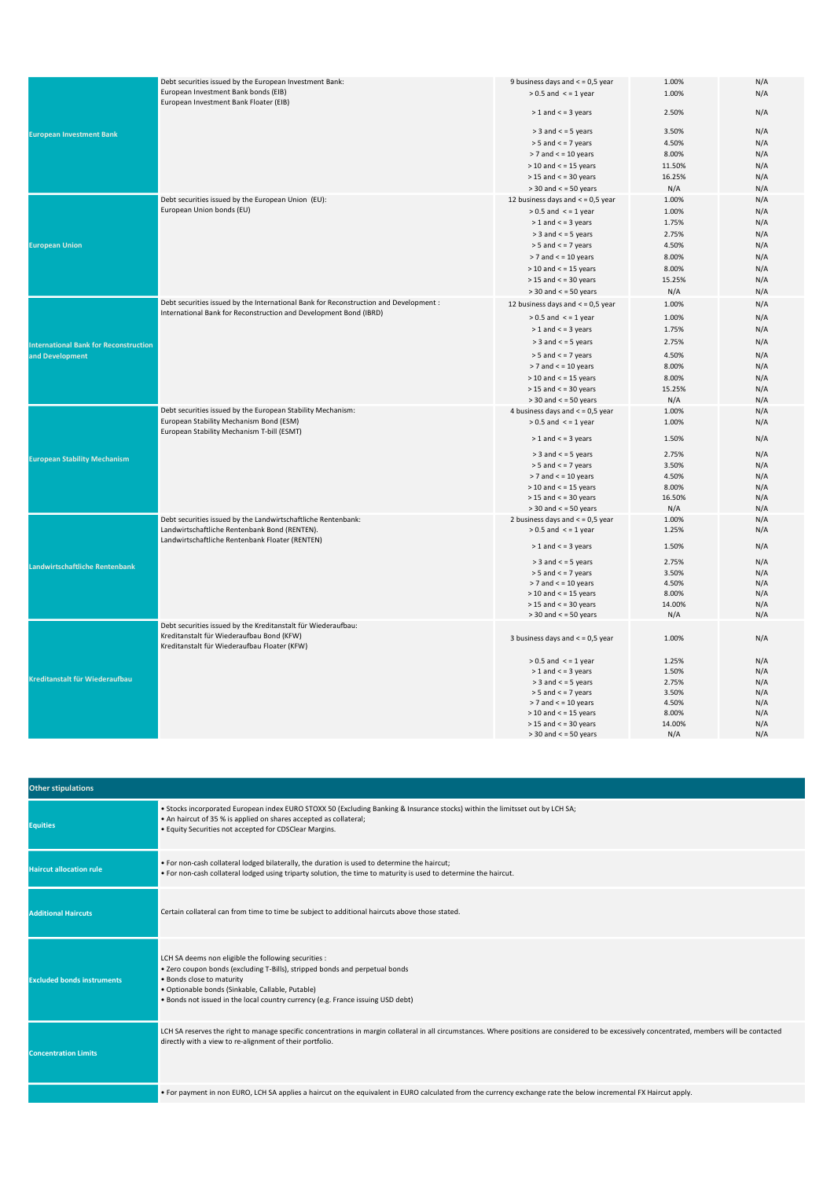| | | | | |
|---|---|---|---|---|
| European Investment Bank | Debt securities issued by the European Investment Bank:<br>European Investment Bank bonds (EIB)<br>European Investment Bank Floater (EIB) | 9 business days and < = 0,5 year | 1.00% | N/A |
| | | > 0.5 and < = 1 year | 1.00% | N/A |
| | | > 1 and < = 3 years | 2.50% | N/A |
| | | > 3 and < = 5 years | 3.50% | N/A |
| | | > 5 and < = 7 years | 4.50% | N/A |
| | | > 7 and < = 10 years | 8.00% | N/A |
| | | > 10 and < = 15 years | 11.50% | N/A |
| | | > 15 and < = 30 years | 16.25% | N/A |
| | | > 30 and < = 50 years | N/A | N/A |
| European Union | Debt securities issued by the European Union (EU):<br>European Union bonds (EU) | 12 business days and < = 0,5 year | 1.00% | N/A |
| | | > 0.5 and < = 1 year | 1.00% | N/A |
| | | > 1 and < = 3 years | 1.75% | N/A |
| | | > 3 and < = 5 years | 2.75% | N/A |
| | | > 5 and < = 7 years | 4.50% | N/A |
| | | > 7 and < = 10 years | 8.00% | N/A |
| | | > 10 and < = 15 years | 8.00% | N/A |
| | | > 15 and < = 30 years | 15.25% | N/A |
| | | > 30 and < = 50 years | N/A | N/A |
| International Bank for Reconstruction and Development | Debt securities issued by the International Bank for Reconstruction and Development :<br>International Bank for Reconstruction and Development Bond (IBRD) | 12 business days and < = 0,5 year | 1.00% | N/A |
| | | > 0.5 and < = 1 year | 1.00% | N/A |
| | | > 1 and < = 3 years | 1.75% | N/A |
| | | > 3 and < = 5 years | 2.75% | N/A |
| | | > 5 and < = 7 years | 4.50% | N/A |
| | | > 7 and < = 10 years | 8.00% | N/A |
| | | > 10 and < = 15 years | 8.00% | N/A |
| | | > 15 and < = 30 years | 15.25% | N/A |
| | | > 30 and < = 50 years | N/A | N/A |
| European Stability Mechanism | Debt securities issued by the European Stability Mechanism:<br>European Stability Mechanism Bond (ESM)<br>European Stability Mechanism T-bill (ESMT) | 4 business days and < = 0,5 year | 1.00% | N/A |
| | | > 0.5 and < = 1 year | 1.00% | N/A |
| | | > 1 and < = 3 years | 1.50% | N/A |
| | | > 3 and < = 5 years | 2.75% | N/A |
| | | > 5 and < = 7 years | 3.50% | N/A |
| | | > 7 and < = 10 years | 4.50% | N/A |
| | | > 10 and < = 15 years | 8.00% | N/A |
| | | > 15 and < = 30 years | 16.50% | N/A |
| | | > 30 and < = 50 years | N/A | N/A |
| Landwirtschaftliche Rentenbank | Debt securities issued by the Landwirtschaftliche Rentenbank:<br>Landwirtschaftliche Rentenbank Bond (RENTEN).<br>Landwirtschaftliche Rentenbank Floater (RENTEN) | 2 business days and < = 0,5 year | 1.00% | N/A |
| | | > 0.5 and < = 1 year | 1.25% | N/A |
| | | > 1 and < = 3 years | 1.50% | N/A |
| | | > 3 and < = 5 years | 2.75% | N/A |
| | | > 5 and < = 7 years | 3.50% | N/A |
| | | > 7 and < = 10 years | 4.50% | N/A |
| | | > 10 and < = 15 years | 8.00% | N/A |
| | | > 15 and < = 30 years | 14.00% | N/A |
| | | > 30 and < = 50 years | N/A | N/A |
| Kreditanstalt für Wiederaufbau | Debt securities issued by the Kreditanstalt für Wiederaufbau:<br>Kreditanstalt für Wiederaufbau Bond (KFW)<br>Kreditanstalt für Wiederaufbau Floater (KFW) | 3 business days and < = 0,5 year | 1.00% | N/A |
| | | > 0.5 and < = 1 year | 1.25% | N/A |
| | | > 1 and < = 3 years | 1.50% | N/A |
| | | > 3 and < = 5 years | 2.75% | N/A |
| | | > 5 and < = 7 years | 3.50% | N/A |
| | | > 7 and < = 10 years | 4.50% | N/A |
| | | > 10 and < = 15 years | 8.00% | N/A |
| | | > 15 and < = 30 years | 14.00% | N/A |
| | | > 30 and < = 50 years | N/A | N/A |

| Other stipulations | |
|---|---|
| Equities | • Stocks incorporated European index EURO STOXX 50 (Excluding Banking & Insurance stocks) within the limitset out by LCH SA;<br>• An haircut of 35 % is applied on shares accepted as collateral;<br>• Equity Securities not accepted for CDSClear Margins. |
| Haircut allocation rule | • For non-cash collateral lodged bilaterally, the duration is used to determine the haircut;<br>• For non-cash collateral lodged using triparty solution, the time to maturity is used to determine the haircut. |
| Additional Haircuts | Certain collateral can from time to time be subject to additional haircuts above those stated. |
| Excluded bonds instruments | LCH SA deems non eligible the following securities :<br>• Zero coupon bonds (excluding T-Bills), stripped bonds and perpetual bonds<br>• Bonds close to maturity<br>• Optionable bonds (Sinkable, Callable, Putable)<br>• Bonds not issued in the local country currency (e.g. France issuing USD debt) |
| Concentration Limits | LCH SA reserves the right to manage specific concentrations in margin collateral in all circumstances. Where positions are considered to be excessively concentrated, members will be contacted directly with a view to re-alignment of their portfolio. |
| | • For payment in non EURO, LCH SA applies a haircut on the equivalent in EURO calculated from the currency exchange rate the below incremental FX Haircut apply. |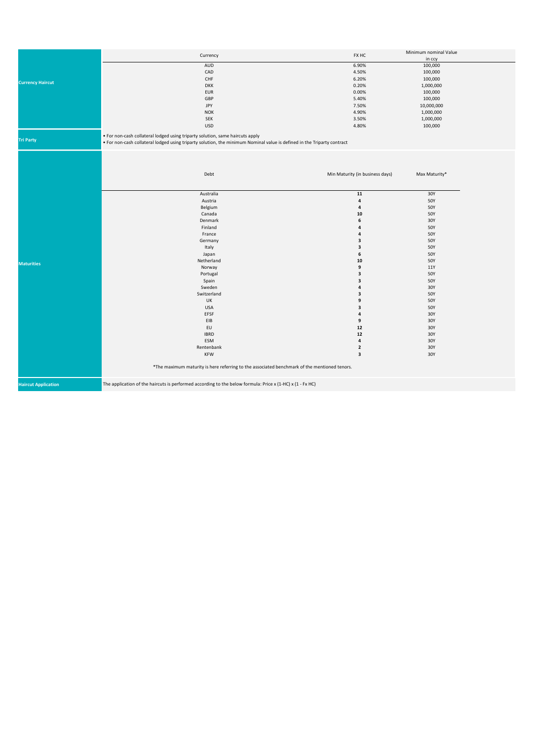## Currency Haircut

| Currency | FX HC | Minimum nominal Value in ccy |
|---|---|---|
| AUD | 6.90% | 100,000 |
| CAD | 4.50% | 100,000 |
| CHF | 6.20% | 100,000 |
| DKK | 0.20% | 1,000,000 |
| EUR | 0.00% | 100,000 |
| GBP | 5.40% | 100,000 |
| JPY | 7.50% | 10,000,000 |
| NOK | 4.90% | 1,000,000 |
| SEK | 3.50% | 1,000,000 |
| USD | 4.80% | 100,000 |

## Tri Party

- For non-cash collateral lodged using triparty solution, same haircuts apply
- For non-cash collateral lodged using triparty solution, the minimum Nominal value is defined in the Triparty contract

## Maturities

| Debt | Min Maturity (in business days) | Max Maturity* |
|---|---|---|
| Australia | **11** | 30Y |
| Austria | **4** | 50Y |
| Belgium | **4** | 50Y |
| Canada | **10** | 50Y |
| Denmark | **6** | 30Y |
| Finland | **4** | 50Y |
| France | **4** | 50Y |
| Germany | **3** | 50Y |
| Italy | **3** | 50Y |
| Japan | **6** | 50Y |
| Netherland | **10** | 50Y |
| Norway | **9** | 11Y |
| Portugal | **3** | 50Y |
| Spain | **3** | 50Y |
| Sweden | **4** | 30Y |
| Switzerland | **3** | 50Y |
| UK | **9** | 50Y |
| USA | **3** | 50Y |
| EFSF | **4** | 30Y |
| EIB | **9** | 30Y |
| EU | **12** | 30Y |
| IBRD | **12** | 30Y |
| ESM | **4** | 30Y |
| Rentenbank | **2** | 30Y |
| KFW | **3** | 30Y |

*The maximum maturity is here referring to the associated benchmark of the mentioned tenors.

## Haircut Application

The application of the haircuts is performed according to the below formula: Price x (1-HC) x (1 - Fx HC)